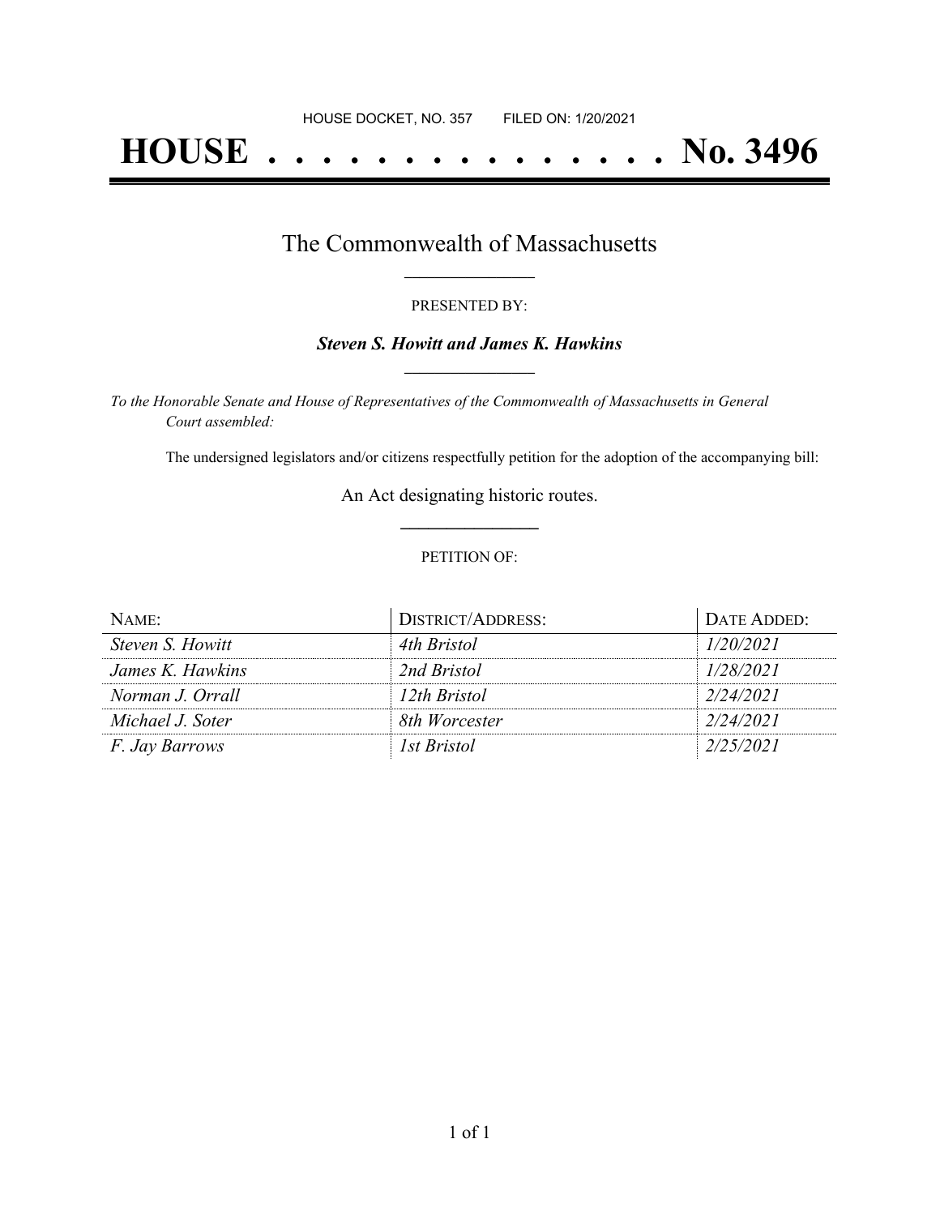HOUSE DOCKET, NO. 357 FILED ON: 1/20/2021

# HOUSE . . . . . . . . . . . . . . . No. 3496

## The Commonwealth of Massachusetts

PRESENTED BY:

***Steven S. Howitt and James K. Hawkins***

*To the Honorable Senate and House of Representatives of the Commonwealth of Massachusetts in General Court assembled:*

The undersigned legislators and/or citizens respectfully petition for the adoption of the accompanying bill:

An Act designating historic routes.

PETITION OF:

| NAME: | DISTRICT/ADDRESS: | DATE ADDED: |
| --- | --- | --- |
| *Steven S. Howitt* | *4th Bristol* | *1/20/2021* |
| *James K. Hawkins* | *2nd Bristol* | *1/28/2021* |
| *Norman J. Orrall* | *12th Bristol* | *2/24/2021* |
| *Michael J. Soter* | *8th Worcester* | *2/24/2021* |
| *F. Jay Barrows* | *1st Bristol* | *2/25/2021* |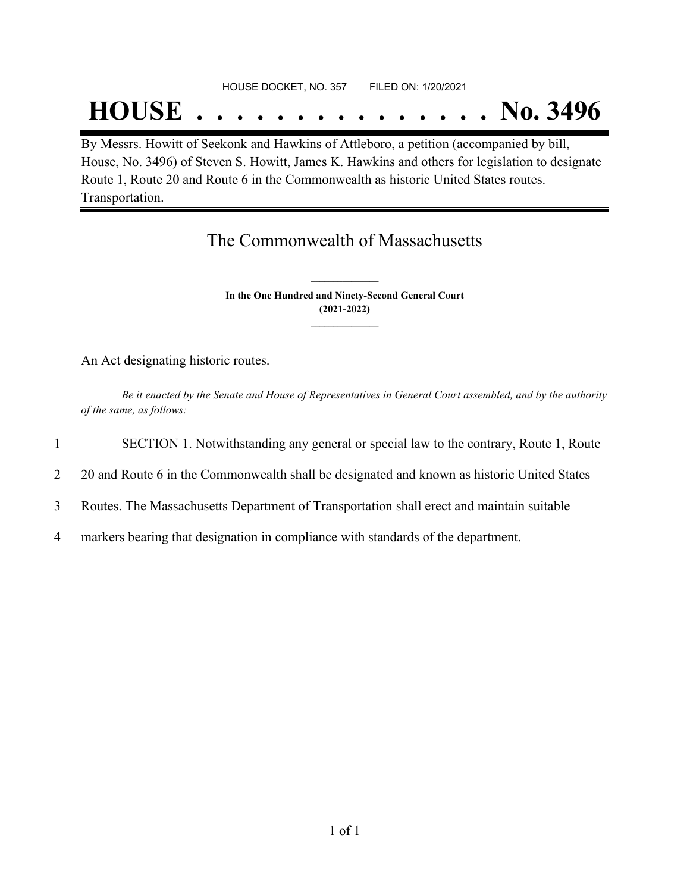HOUSE DOCKET, NO. 357 FILED ON: 1/20/2021

# HOUSE . . . . . . . . . . . . . . . No. 3496

By Messrs. Howitt of Seekonk and Hawkins of Attleboro, a petition (accompanied by bill, House, No. 3496) of Steven S. Howitt, James K. Hawkins and others for legislation to designate Route 1, Route 20 and Route 6 in the Commonwealth as historic United States routes. Transportation.

## The Commonwealth of Massachusetts

**In the One Hundred and Ninety-Second General Court**
**(2021-2022)**

An Act designating historic routes.

*Be it enacted by the Senate and House of Representatives in General Court assembled, and by the authority of the same, as follows:*

1 SECTION 1. Notwithstanding any general or special law to the contrary, Route 1, Route
2 20 and Route 6 in the Commonwealth shall be designated and known as historic United States
3 Routes. The Massachusetts Department of Transportation shall erect and maintain suitable
4 markers bearing that designation in compliance with standards of the department.